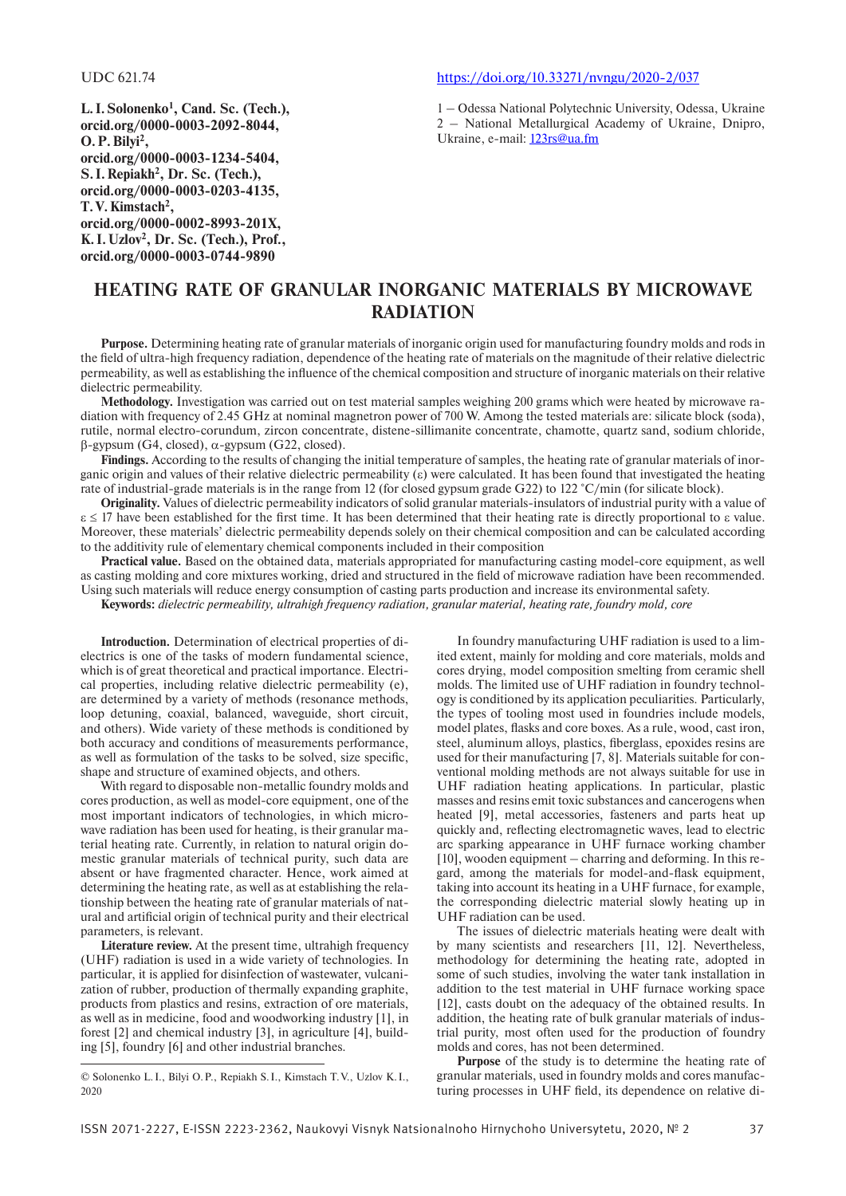UDC 621.74

https://doi.org/10.33271/nvngu/2020-2/037

**L. I. Solonenko[1], Cand. Sc. (Tech.), orcid.org/0000-0003-2092-8044, O. P. Bilyi[2], orcid.org/0000-0003-1234-5404, S. I. Repiakh[2], Dr. Sc. (Tech.), orcid.org/0000-0003-0203-4135, T. V. Kimstach[2], orcid.org/0000-0002-8993-201X, K. I. Uzlov[2], Dr. Sc. (Tech.), Prof., orcid.org/0000-0003-0744-9890**

1 – Odessa National Polytechnic University, Odessa, Ukraine
2 – National Metallurgical Academy of Ukraine, Dnipro, Ukraine, e-mail: 123rs@ua.fm

# HEATING RATE OF GRANULAR INORGANIC MATERIALS BY MICROWAVE RADIATION

**Purpose.** Determining heating rate of granular materials of inorganic origin used for manufacturing foundry molds and rods in the field of ultra-high frequency radiation, dependence of the heating rate of materials on the magnitude of their relative dielectric permeability, as well as establishing the influence of the chemical composition and structure of inorganic materials on their relative dielectric permeability.

**Methodology.** Investigation was carried out on test material samples weighing 200 grams which were heated by microwave radiation with frequency of 2.45 GHz at nominal magnetron power of 700 W. Among the tested materials are: silicate block (soda), rutile, normal electro-corundum, zircon concentrate, distene-sillimanite concentrate, chamotte, quartz sand, sodium chloride, β-gypsum (G4, closed), α-gypsum (G22, closed).

**Findings.** According to the results of changing the initial temperature of samples, the heating rate of granular materials of inorganic origin and values of their relative dielectric permeability (ε) were calculated. It has been found that investigated the heating rate of industrial-grade materials is in the range from 12 (for closed gypsum grade G22) to 122 °C/min (for silicate block).

**Originality.** Values of dielectric permeability indicators of solid granular materials-insulators of industrial purity with a value of $\varepsilon \le 17$ have been established for the first time. It has been determined that their heating rate is directly proportional to ε value. Moreover, these materials' dielectric permeability depends solely on their chemical composition and can be calculated according to the additivity rule of elementary chemical components included in their composition

**Practical value.** Based on the obtained data, materials appropriated for manufacturing casting model-core equipment, as well as casting molding and core mixtures working, dried and structured in the field of microwave radiation have been recommended. Using such materials will reduce energy consumption of casting parts production and increase its environmental safety.

**Keywords:** *dielectric permeability, ultrahigh frequency radiation, granular material, heating rate, foundry mold, core*

**Introduction.** Determination of electrical properties of dielectrics is one of the tasks of modern fundamental science, which is of great theoretical and practical importance. Electrical properties, including relative dielectric permeability (e), are determined by a variety of methods (resonance methods, loop detuning, coaxial, balanced, waveguide, short circuit, and others). Wide variety of these methods is conditioned by both accuracy and conditions of measurements performance, as well as formulation of the tasks to be solved, size specific, shape and structure of examined objects, and others.

With regard to disposable non-metallic foundry molds and cores production, as well as model-core equipment, one of the most important indicators of technologies, in which microwave radiation has been used for heating, is their granular material heating rate. Currently, in relation to natural origin domestic granular materials of technical purity, such data are absent or have fragmented character. Hence, work aimed at determining the heating rate, as well as at establishing the relationship between the heating rate of granular materials of natural and artificial origin of technical purity and their electrical parameters, is relevant.

**Literature review.** At the present time, ultrahigh frequency (UHF) radiation is used in a wide variety of technologies. In particular, it is applied for disinfection of wastewater, vulcanization of rubber, production of thermally expanding graphite, products from plastics and resins, extraction of ore materials, as well as in medicine, food and woodworking industry [1], in forest [2] and chemical industry [3], in agriculture [4], building [5], foundry [6] and other industrial branches.

In foundry manufacturing UHF radiation is used to a limited extent, mainly for molding and core materials, molds and cores drying, model composition smelting from ceramic shell molds. The limited use of UHF radiation in foundry technology is conditioned by its application peculiarities. Particularly, the types of tooling most used in foundries include models, model plates, flasks and core boxes. As a rule, wood, cast iron, steel, aluminum alloys, plastics, fiberglass, epoxides resins are used for their manufacturing [7, 8]. Materials suitable for conventional molding methods are not always suitable for use in UHF radiation heating applications. In particular, plastic masses and resins emit toxic substances and cancerogens when heated [9], metal accessories, fasteners and parts heat up quickly and, reflecting electromagnetic waves, lead to electric arc sparking appearance in UHF furnace working chamber [10], wooden equipment – charring and deforming. In this regard, among the materials for model-and-flask equipment, taking into account its heating in a UHF furnace, for example, the corresponding dielectric material slowly heating up in UHF radiation can be used.

The issues of dielectric materials heating were dealt with by many scientists and researchers [11, 12]. Nevertheless, methodology for determining the heating rate, adopted in some of such studies, involving the water tank installation in addition to the test material in UHF furnace working space [12], casts doubt on the adequacy of the obtained results. In addition, the heating rate of bulk granular materials of industrial purity, most often used for the production of foundry molds and cores, has not been determined.

**Purpose** of the study is to determine the heating rate of granular materials, used in foundry molds and cores manufacturing processes in UHF field, its dependence on relative di-

© Solonenko L. I., Bilyi O. P., Repiakh S. I., Kimstach T. V., Uzlov K. I., 2020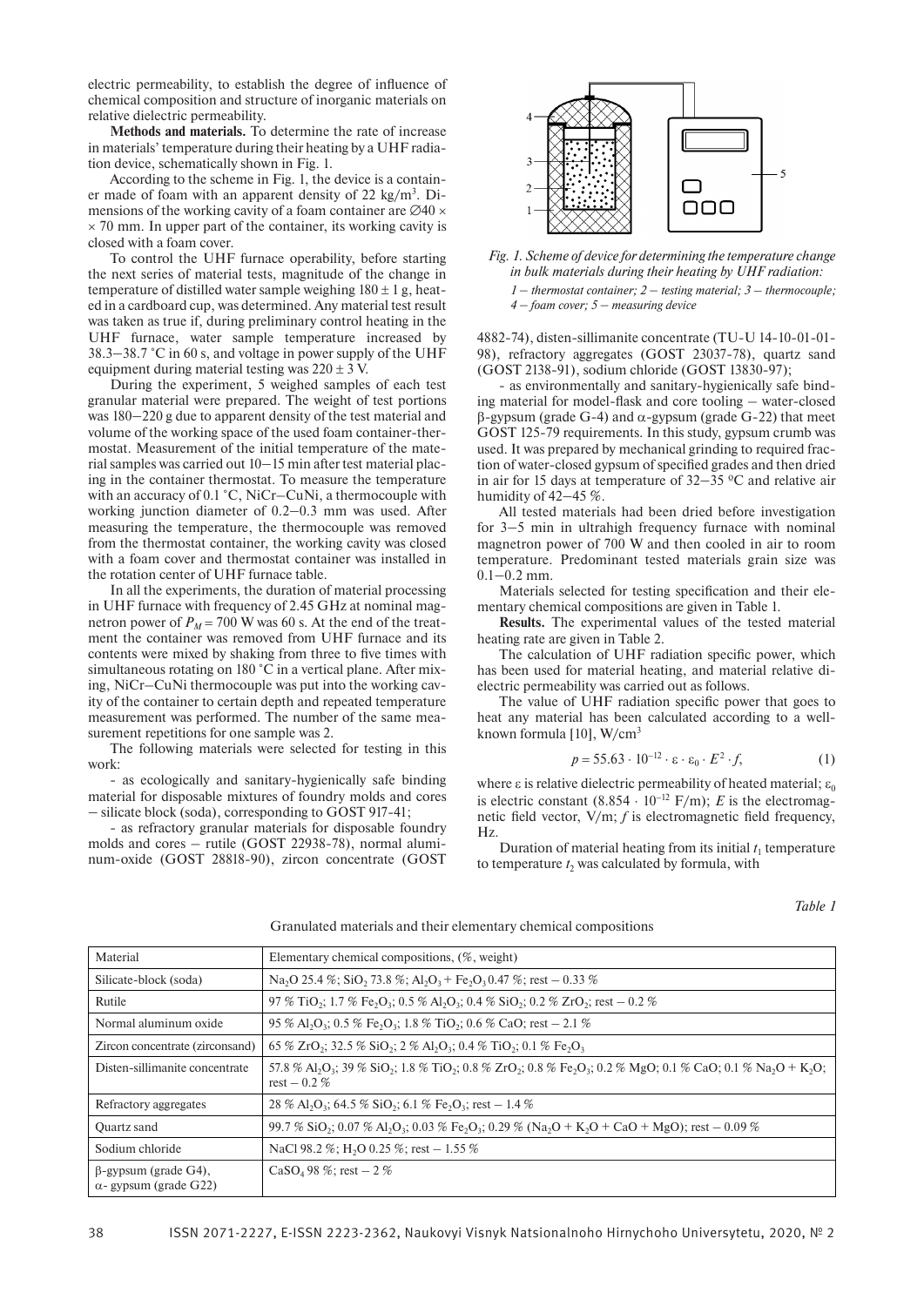electric permeability, to establish the degree of influence of chemical composition and structure of inorganic materials on relative dielectric permeability.

**Methods and materials.** To determine the rate of increase in materials' temperature during their heating by a UHF radiation device, schematically shown in Fig. 1.

According to the scheme in Fig. 1, the device is a container made of foam with an apparent density of 22 kg/m$^3$. Dimensions of the working cavity of a foam container are ∅40 × × 70 mm. In upper part of the container, its working cavity is closed with a foam cover.

To control the UHF furnace operability, before starting the next series of material tests, magnitude of the change in temperature of distilled water sample weighing 180 ± 1 g, heated in a cardboard cup, was determined. Any material test result was taken as true if, during preliminary control heating in the UHF furnace, water sample temperature increased by 38.3–38.7 °C in 60 s, and voltage in power supply of the UHF equipment during material testing was 220 ± 3 V.

During the experiment, 5 weighed samples of each test granular material were prepared. The weight of test portions was 180–220 g due to apparent density of the test material and volume of the working space of the used foam container-thermostat. Measurement of the initial temperature of the material samples was carried out 10–15 min after test material placing in the container thermostat. To measure the temperature with an accuracy of 0.1 °C, NiCr–CuNi, a thermocouple with working junction diameter of 0.2–0.3 mm was used. After measuring the temperature, the thermocouple was removed from the thermostat container, the working cavity was closed with a foam cover and thermostat container was installed in the rotation center of UHF furnace table.

In all the experiments, the duration of material processing in UHF furnace with frequency of 2.45 GHz at nominal magnetron power of $P_M$ = 700 W was 60 s. At the end of the treatment the container was removed from UHF furnace and its contents were mixed by shaking from three to five times with simultaneous rotating on 180 °C in a vertical plane. After mixing, NiCr–CuNi thermocouple was put into the working cavity of the container to certain depth and repeated temperature measurement was performed. The number of the same measurement repetitions for one sample was 2.

The following materials were selected for testing in this work:

- as ecologically and sanitary-hygienically safe binding material for disposable mixtures of foundry molds and cores – silicate block (soda), corresponding to GOST 917-41;

- as refractory granular materials for disposable foundry molds and cores – rutile (GOST 22938-78), normal aluminum-oxide (GOST 28818-90), zircon concentrate (GOST 4882-74), disten-sillimanite concentrate (TU-U 14-10-01-01-98), refractory aggregates (GOST 23037-78), quartz sand (GOST 2138-91), sodium chloride (GOST 13830-97);

- as environmentally and sanitary-hygienically safe binding material for model-flask and core tooling – water-closed β-gypsum (grade G-4) and α-gypsum (grade G-22) that meet GOST 125-79 requirements. In this study, gypsum crumb was used. It was prepared by mechanical grinding to required fraction of water-closed gypsum of specified grades and then dried in air for 15 days at temperature of 32–35 ºC and relative air humidity of 42–45 %.

All tested materials had been dried before investigation for 3–5 min in ultrahigh frequency furnace with nominal magnetron power of 700 W and then cooled in air to room temperature. Predominant tested materials grain size was 0.1–0.2 mm.

Materials selected for testing specification and their elementary chemical compositions are given in Table 1.

**Results.** The experimental values of the tested material heating rate are given in Table 2.

The calculation of UHF radiation specific power, which has been used for material heating, and material relative dielectric permeability was carried out as follows.

The value of UHF radiation specific power that goes to heat any material has been calculated according to a well-known formula [10], W/cm$^3$

$$p = 55.63 \cdot 10^{-12} \cdot \varepsilon \cdot \varepsilon_0 \cdot E^2 \cdot f, \quad (1)$$

where ε is relative dielectric permeability of heated material; $\varepsilon_0$ is electric constant (8.854 · 10$^{-12}$ F/m); $E$ is the electromagnetic field vector, V/m; $f$ is electromagnetic field frequency, Hz.

Duration of material heating from its initial $t_1$ temperature to temperature $t_2$ was calculated by formula, with

*Fig. 1. Scheme of device for determining the temperature change in bulk materials during their heating by UHF radiation:*

*1 – thermostat container; 2 – testing material; 3 – thermocouple; 4 – foam cover; 5 – measuring device*

*Table 1*

Granulated materials and their elementary chemical compositions

| Material | Elementary chemical compositions, (%, weight) |
|---|---|
| Silicate-block (soda) | $Na_2O$ 25.4 %; $SiO_2$ 73.8 %; $Al_2O_3$ + $Fe_2O_3$ 0.47 %; rest – 0.33 % |
| Rutile | 97 % $TiO_2$; 1.7 % $Fe_2O_3$; 0.5 % $Al_2O_3$; 0.4 % $SiO_2$; 0.2 % $ZrO_2$; rest – 0.2 % |
| Normal aluminum oxide | 95 % $Al_2O_3$; 0.5 % $Fe_2O_3$; 1.8 % $TiO_2$; 0.6 % CaO; rest – 2.1 % |
| Zircon concentrate (zirconsand) | 65 % $ZrO_2$; 32.5 % $SiO_2$; 2 % $Al_2O_3$; 0.4 % $TiO_2$; 0.1 % $Fe_2O_3$ |
| Disten-sillimanite concentrate | 57.8 % $Al_2O_3$; 39 % $SiO_2$; 1.8 % $TiO_2$; 0.8 % $ZrO_2$; 0.8 % $Fe_2O_3$; 0.2 % MgO; 0.1 % CaO; 0.1 % $Na_2O$ + $K_2O$; rest – 0.2 % |
| Refractory aggregates | 28 % $Al_2O_3$; 64.5 % $SiO_2$; 6.1 % $Fe_2O_3$; rest – 1.4 % |
| Quartz sand | 99.7 % $SiO_2$; 0.07 % $Al_2O_3$; 0.03 % $Fe_2O_3$; 0.29 % ($Na_2O$ + $K_2O$ + CaO + MgO); rest – 0.09 % |
| Sodium chloride | NaCl 98.2 %; $H_2O$ 0.25 %; rest – 1.55 % |
| β-gypsum (grade G4), α- gypsum (grade G22) | $CaSO_4$ 98 %; rest – 2 % |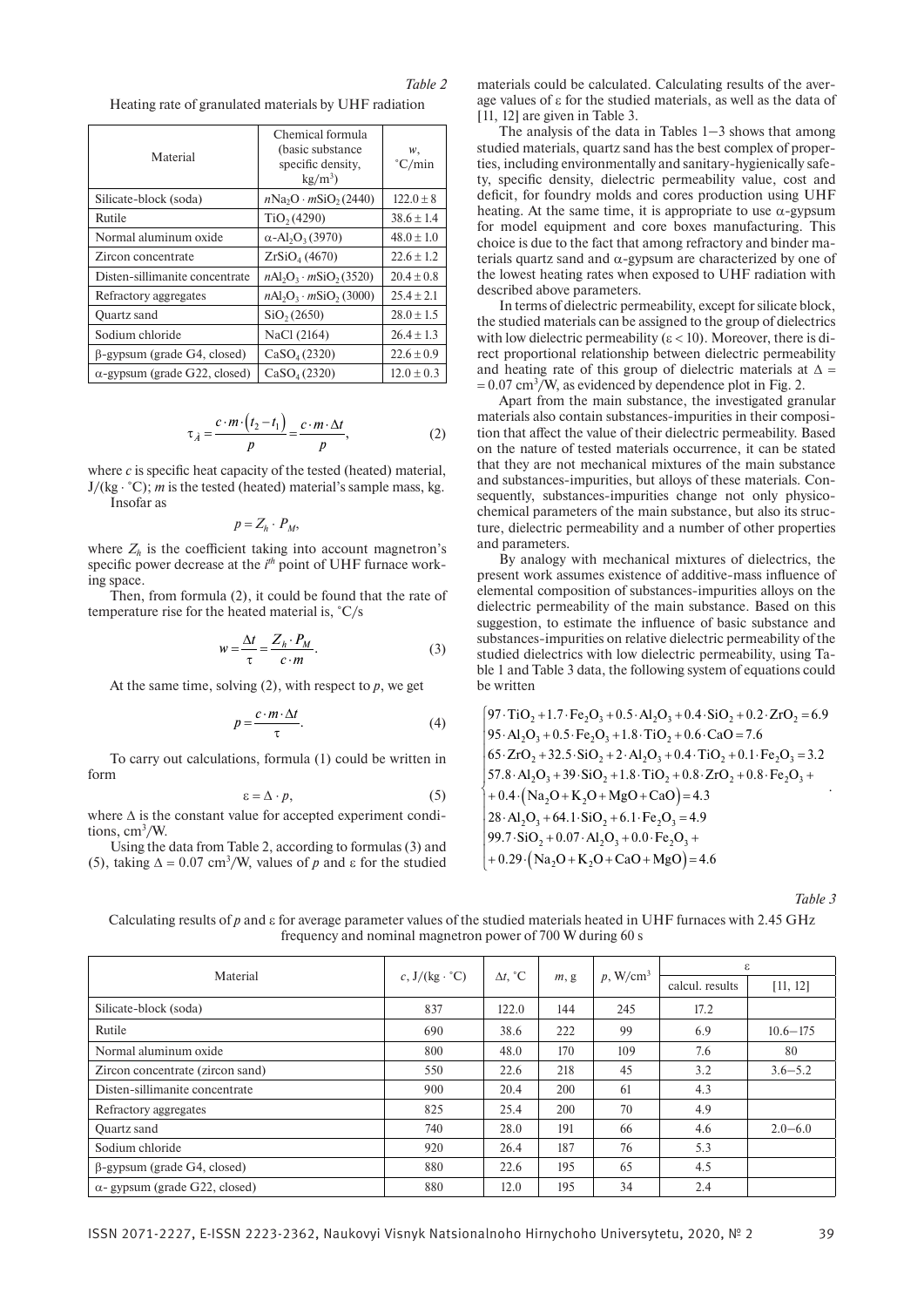*Table 2*

Heating rate of granulated materials by UHF radiation

| Material | Chemical formula (basic substance specific density, kg/m$^3$) | $w$, °C/min |
|---|---|---|
| Silicate-block (soda) | $n\mathrm{Na_2O} \cdot m\mathrm{SiO_2}$ (2440) | 122.0 ± 8 |
| Rutile | $\mathrm{TiO_2}$ (4290) | 38.6 ± 1.4 |
| Normal aluminum oxide | $\alpha$-$\mathrm{Al_2O_3}$ (3970) | 48.0 ± 1.0 |
| Zircon concentrate | $\mathrm{ZrSiO_4}$ (4670) | 22.6 ± 1.2 |
| Disten-sillimanite concentrate | $n\mathrm{Al_2O_3} \cdot m\mathrm{SiO_2}$ (3520) | 20.4 ± 0.8 |
| Refractory aggregates | $n\mathrm{Al_2O_3} \cdot m\mathrm{SiO_2}$ (3000) | 25.4 ± 2.1 |
| Quartz sand | $\mathrm{SiO_2}$ (2650) | 28.0 ± 1.5 |
| Sodium chloride | NaCl (2164) | 26.4 ± 1.3 |
| β-gypsum (grade G4, closed) | $\mathrm{CaSO_4}$ (2320) | 22.6 ± 0.9 |
| α-gypsum (grade G22, closed) | $\mathrm{CaSO_4}$ (2320) | 12.0 ± 0.3 |

$$\tau_{\dot{A}} = \frac{c \cdot m \cdot (t_2 - t_1)}{p} = \frac{c \cdot m \cdot \Delta t}{p}, \qquad (2)$$

where $c$ is specific heat capacity of the tested (heated) material, J/(kg · °C); $m$ is the tested (heated) material's sample mass, kg.

Insofar as

$$p = Z_h \cdot P_M,$$

where $Z_h$ is the coefficient taking into account magnetron's specific power decrease at the $i^{th}$ point of UHF furnace working space.

Then, from formula (2), it could be found that the rate of temperature rise for the heated material is, °C/s

$$w = \frac{\Delta t}{\tau} = \frac{Z_h \cdot P_M}{c \cdot m}. \qquad (3)$$

At the same time, solving (2), with respect to $p$, we get

$$p = \frac{c \cdot m \cdot \Delta t}{\tau}. \qquad (4)$$

To carry out calculations, formula (1) could be written in form

$$\varepsilon = \Delta \cdot p, \qquad (5)$$

where $\Delta$ is the constant value for accepted experiment conditions, cm$^3$/W.

Using the data from Table 2, according to formulas (3) and (5), taking $\Delta = 0.07$ cm$^3$/W, values of $p$ and $\varepsilon$ for the studied materials could be calculated. Calculating results of the average values of $\varepsilon$ for the studied materials, as well as the data of [11, 12] are given in Table 3.

The analysis of the data in Tables 1–3 shows that among studied materials, quartz sand has the best complex of properties, including environmentally and sanitary-hygienically safety, specific density, dielectric permeability value, cost and deficit, for foundry molds and cores production using UHF heating. At the same time, it is appropriate to use α-gypsum for model equipment and core boxes manufacturing. This choice is due to the fact that among refractory and binder materials quartz sand and α-gypsum are characterized by one of the lowest heating rates when exposed to UHF radiation with described above parameters.

In terms of dielectric permeability, except for silicate block, the studied materials can be assigned to the group of dielectrics with low dielectric permeability ($\varepsilon < 10$). Moreover, there is direct proportional relationship between dielectric permeability and heating rate of this group of dielectric materials at $\Delta = 0.07$ cm$^3$/W, as evidenced by dependence plot in Fig. 2.

Apart from the main substance, the investigated granular materials also contain substances-impurities in their composition that affect the value of their dielectric permeability. Based on the nature of tested materials occurrence, it can be stated that they are not mechanical mixtures of the main substance and substances-impurities, but alloys of these materials. Consequently, substances-impurities change not only physicochemical parameters of the main substance, but also its structure, dielectric permeability and a number of other properties and parameters.

By analogy with mechanical mixtures of dielectrics, the present work assumes existence of additive-mass influence of elemental composition of substances-impurities alloys on the dielectric permeability of the main substance. Based on this suggestion, to estimate the influence of basic substance and substances-impurities on relative dielectric permeability of the studied dielectrics with low dielectric permeability, using Table 1 and Table 3 data, the following system of equations could be written

$$\begin{cases} 97 \cdot \mathrm{TiO_2} + 1.7 \cdot \mathrm{Fe_2O_3} + 0.5 \cdot \mathrm{Al_2O_3} + 0.4 \cdot \mathrm{SiO_2} + 0.2 \cdot \mathrm{ZrO_2} = 6.9 \\ 95 \cdot \mathrm{Al_2O_3} + 0.5 \cdot \mathrm{Fe_2O_3} + 1.8 \cdot \mathrm{TiO_2} + 0.6 \cdot \mathrm{CaO} = 7.6 \\ 65 \cdot \mathrm{ZrO_2} + 32.5 \cdot \mathrm{SiO_2} + 2 \cdot \mathrm{Al_2O_3} + 0.4 \cdot \mathrm{TiO_2} + 0.1 \cdot \mathrm{Fe_2O_3} = 3.2 \\ 57.8 \cdot \mathrm{Al_2O_3} + 39 \cdot \mathrm{SiO_2} + 1.8 \cdot \mathrm{TiO_2} + 0.8 \cdot \mathrm{ZrO_2} + 0.8 \cdot \mathrm{Fe_2O_3} + \\ + 0.4 \cdot (\mathrm{Na_2O} + \mathrm{K_2O} + \mathrm{MgO} + \mathrm{CaO}) = 4.3 \\ 28 \cdot \mathrm{Al_2O_3} + 64.1 \cdot \mathrm{SiO_2} + 6.1 \cdot \mathrm{Fe_2O_3} = 4.9 \\ 99.7 \cdot \mathrm{SiO_2} + 0.07 \cdot \mathrm{Al_2O_3} + 0.0 \cdot \mathrm{Fe_2O_3} + \\ + 0.29 \cdot (\mathrm{Na_2O} + \mathrm{K_2O} + \mathrm{CaO} + \mathrm{MgO}) = 4.6 \end{cases}.$$

*Table 3*

Calculating results of $p$ and $\varepsilon$ for average parameter values of the studied materials heated in UHF furnaces with 2.45 GHz frequency and nominal magnetron power of 700 W during 60 s

| Material | $c$, J/(kg · °C) | $\Delta t$, °C | $m$, g | $p$, W/cm$^3$ | $\varepsilon$ | |
|---|---|---|---|---|---|---|
| | | | | | calcul. results | [11, 12] |
| Silicate-block (soda) | 837 | 122.0 | 144 | 245 | 17.2 | |
| Rutile | 690 | 38.6 | 222 | 99 | 6.9 | 10.6–175 |
| Normal aluminum oxide | 800 | 48.0 | 170 | 109 | 7.6 | 80 |
| Zircon concentrate (zircon sand) | 550 | 22.6 | 218 | 45 | 3.2 | 3.6–5.2 |
| Disten-sillimanite concentrate | 900 | 20.4 | 200 | 61 | 4.3 | |
| Refractory aggregates | 825 | 25.4 | 200 | 70 | 4.9 | |
| Quartz sand | 740 | 28.0 | 191 | 66 | 4.6 | 2.0–6.0 |
| Sodium chloride | 920 | 26.4 | 187 | 76 | 5.3 | |
| β-gypsum (grade G4, closed) | 880 | 22.6 | 195 | 65 | 4.5 | |
| α- gypsum (grade G22, closed) | 880 | 12.0 | 195 | 34 | 2.4 | |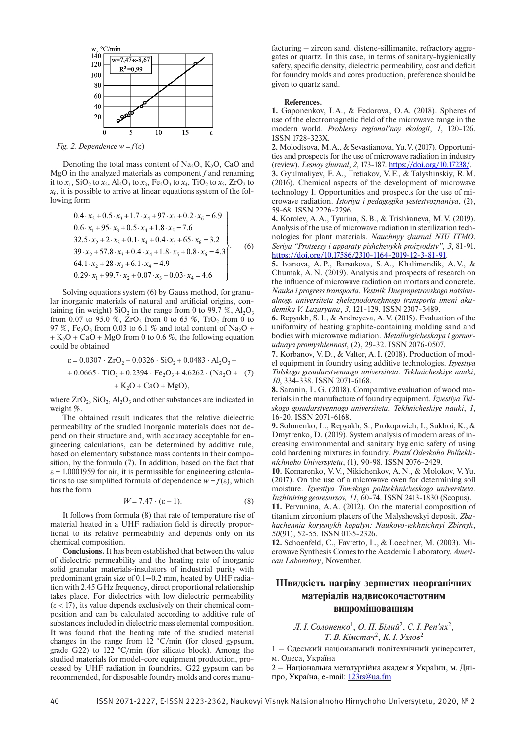Fig. 2. Dependence $w = f(\varepsilon)$

Denoting the total mass content of $Na_2O$, $K_2O$, CaO and MgO in the analyzed materials as component $f$ and renaming it to $x_1$, $SiO_2$ to $x_2$, $Al_2O_3$ to $x_3$, $Fe_2O_3$ to $x_4$, $TiO_2$ to $x_5$, $ZrO_2$ to $x_6$, it is possible to arrive at linear equations system of the following form

$$\left.\begin{aligned}
&0.4 \cdot x_2 + 0.5 \cdot x_3 + 1.7 \cdot x_4 + 97 \cdot x_5 + 0.2 \cdot x_6 = 6.9\\
&0.6 \cdot x_1 + 95 \cdot x_3 + 0.5 \cdot x_4 + 1.8 \cdot x_5 = 7.6\\
&32.5 \cdot x_2 + 2 \cdot x_3 + 0.1 \cdot x_4 + 0.4 \cdot x_5 + 65 \cdot x_6 = 3.2\\
&39 \cdot x_2 + 57.8 \cdot x_3 + 0.4 \cdot x_4 + 1.8 \cdot x_5 + 0.8 \cdot x_6 = 4.3\\
&64.1 \cdot x_2 + 28 \cdot x_3 + 6.1 \cdot x_4 = 4.9\\
&0.29 \cdot x_1 + 99.7 \cdot x_2 + 0.07 \cdot x_3 + 0.03 \cdot x_4 = 4.6
\end{aligned}\right\}. \quad (6)$$

Solving equations system (6) by Gauss method, for granular inorganic materials of natural and artificial origins, containing (in weight) $SiO_2$ in the range from 0 to 99.7 %, $Al_2O_3$ from 0.07 to 95.0 %, $ZrO_2$ from 0 to 65 %, $TiO_2$ from 0 to 97 %, $Fe_2O_3$ from 0.03 to 6.1 % and total content of $Na_2O$ + + $K_2O$ + CaO + MgO from 0 to 0.6 %, the following equation could be obtained

$$\begin{aligned}\varepsilon = {} & 0.0307 \cdot ZrO_2 + 0.0326 \cdot SiO_2 + 0.0483 \cdot Al_2O_3 + \\ & + 0.0665 \cdot TiO_2 + 0.2394 \cdot Fe_2O_3 + 4.6262 \cdot (Na_2O + \\ & + K_2O + CaO + MgO),\end{aligned} \quad (7)$$

where $ZrO_2$, $SiO_2$, $Al_2O_3$ and other substances are indicated in weight %.

The obtained result indicates that the relative dielectric permeability of the studied inorganic materials does not depend on their structure and, with accuracy acceptable for engineering calculations, can be determined by additive rule, based on elementary substance mass contents in their composition, by the formula (7). In addition, based on the fact that $\varepsilon = 1.0001959$ for air, it is permissible for engineering calculations to use simplified formula of dependence $w = f(\varepsilon)$, which has the form

$$W = 7.47 \cdot (\varepsilon - 1). \quad (8)$$

It follows from formula (8) that rate of temperature rise of material heated in a UHF radiation field is directly proportional to its relative permeability and depends only on its chemical composition.

**Conclusions.** It has been established that between the value of dielectric permeability and the heating rate of inorganic solid granular materials-insulators of industrial purity with predominant grain size of 0.1–0.2 mm, heated by UHF radiation with 2.45 GHz frequency, direct proportional relationship takes place. For dielectrics with low dielectric permeability ($\varepsilon < 17$), its value depends exclusively on their chemical composition and can be calculated according to additive rule of substances included in dielectric mass elemental composition. It was found that the heating rate of the studied material changes in the range from 12 °C/min (for closed gypsum, grade G22) to 122 °C/min (for silicate block). Among the studied materials for model-core equipment production, processed by UHF radiation in foundries, G22 gypsum can be recommended, for disposable foundry molds and cores manufacturing – zircon sand, distene-sillimanite, refractory aggregates or quartz. In this case, in terms of sanitary-hygienically safety, specific density, dielectric permeability, cost and deficit for foundry molds and cores production, preference should be given to quartz sand.

**References.**

**1.** Gaponenkov, I.A., & Fedorova, O.A. (2018). Spheres of use of the electromagnetic field of the microwave range in the modern world. *Problemy regional'noy ekologii*, *1*, 120-126. ISSN 1728-323X.

**2.** Molodtsova, M.A., & Sevastianova, Yu.V. (2017). Opportunities and prospects for the use of microwave radiation in industry (review). *Lesnoy zhurnal*, *2*, 173-187. https://doi.org/10.17238/.

**3.** Gyulmaliyev, E.A., Tretiakov, V.F., & Talyshinskiy, R.M. (2016). Chemical aspects of the development of microwave technology I. Opportunities and prospects for the use of microwave radiation. *Istoriya i pedagogika yestestvoznaniya*, (2), 59-68. ISSN 2226-2296.

**4.** Korolev, A.A., Tyurina, S.B., & Trishkaneva, M.V. (2019). Analysis of the use of microwave radiation in sterilization technologies for plant materials. *Nauchnyy zhurnal NIU ITMO. Seriya "Protsessy i apparaty pishchevykh proizvodstv"*, *3*, 81-91. https://doi.org/10.17586/2310-1164-2019-12-3-81-91.

**5.** Ivanova, A.P., Barsukova, S.A., Khalimendik, A.V., & Chumak, A.N. (2019). Analysis and prospects of research on the influence of microwave radiation on mortars and concrete. *Nauka i progress transporta. Vestnik Dnepropetrovskogo natsionalnogo universiteta zheleznodorozhnogo transporta imeni akademika V. Lazaryana*, *3*, 121-129. ISSN 2307-3489.

**6.** Repyakh, S.I., & Andreyeva, A.V. (2015). Evaluation of the uniformity of heating graphite-containing molding sand and bodies with microwave radiation. *Metallurgicheskaya i gornorudnaya promyshlennost*, (2), 29-32. ISSN 2076-0507.

**7.** Korbanov, V.D., & Valter, A.I. (2018). Production of model equipment in foundry using additive technologies. *Izvestiya Tulskogo gosudarstvennogo universiteta. Tekhnicheskiye nauki*, *10*, 334-338. ISSN 2071-6168.

**8.** Saranin, L.G. (2018). Comparative evaluation of wood materials in the manufacture of foundry equipment. *Izvestiya Tulskogo gosudarstvennogo universiteta. Tekhnicheskiye nauki*, *1*, 16-20. ISSN 2071-6168.

**9.** Solonenko, L., Repyakh, S., Prokopovich, I., Sukhoi, K., & Dmytrenko, D. (2019). System analysis of modern areas of increasing environmental and sanitary hygienic safety of using cold hardening mixtures in foundry. *Pratsí Odeskoho Politekhníchnoho Universytetu*, (1), 90-98. ISSN 2076-2429.

**10.** Komarenko, V.V., Nikichenkov, A.N., & Molokov, V.Yu. (2017). On the use of a microwave oven for determining soil moisture. *Izvestiya Tomskogo politekhnicheskogo universiteta. Inzhiniring georesursov*, *11*, 60-74. ISSN 2413-1830 (Scopus).

**11.** Pervunina, A.A. (2012). On the material composition of titanium zirconium placers of the Malyshevskyi deposit. *Zbahachennia korysnykh kopalyn: Naukovo-tekhnichnyi Zbirnyk*, *50*(91), 52-55. ISSN 0135-2326.

**12.** Schoenfeld, C., Favretto, L., & Loechner, M. (2003). Microwave Synthesis Comes to the Academic Laboratory. *American Laboratory*, November.

## Швидкість нагріву зернистих неорганічних матеріалів надвисокочастотним випромінюванням

*Л. І. Солоненко*[1], *О. П. Білий*[2], *С. І. Реп'ях*[2], *Т. В. Кімстач*[2], *К. І. Узлов*[2]

1 – Одеський національний політехнічний університет, м. Одеса, Україна

2 – Національна металургійна академія України, м. Дніпро, Україна, e-mail: 123rs@ua.fm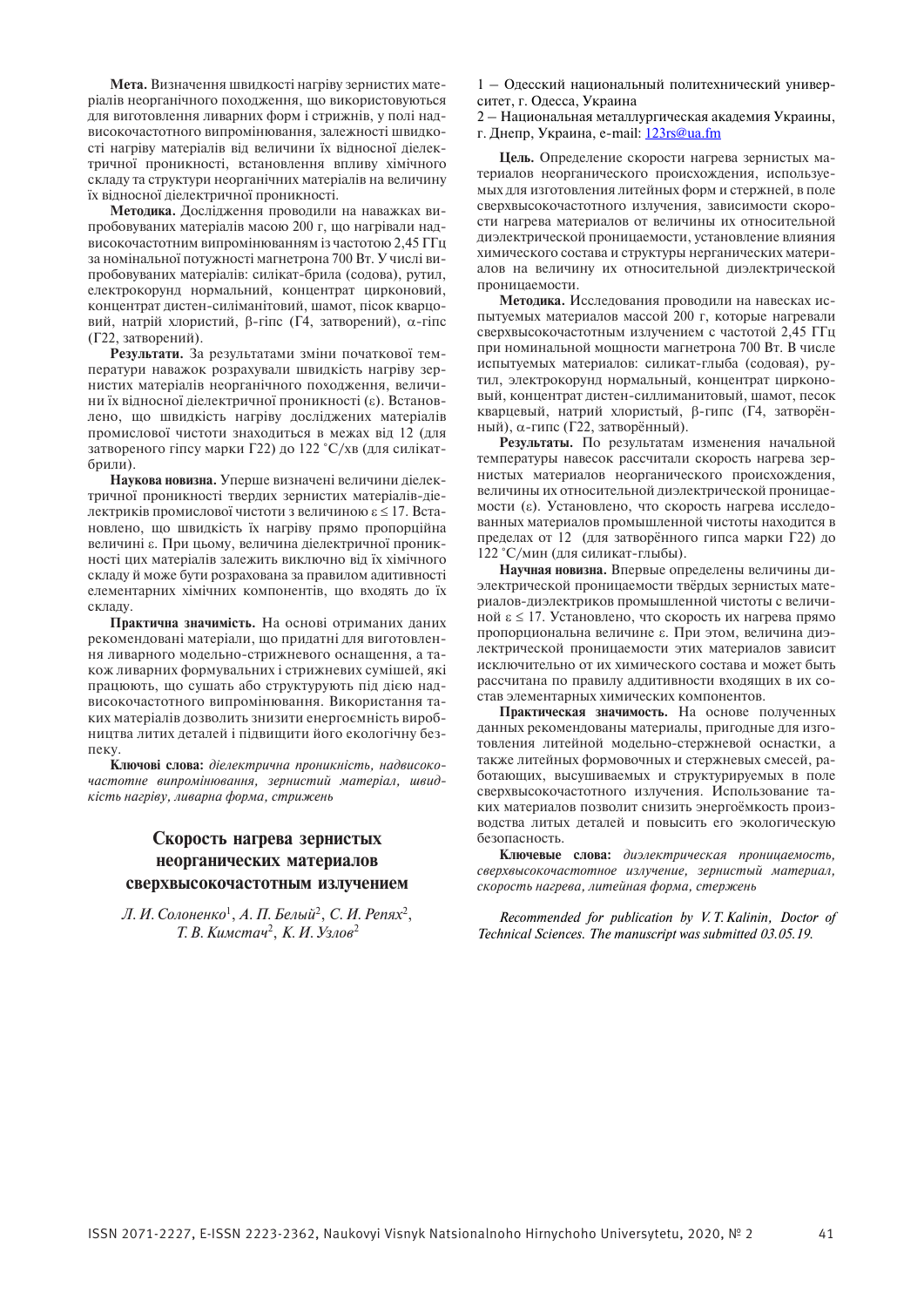**Мета.** Визначення швидкості нагріву зернистих матеріалів неорганічного походження, що використовуються для виготовлення ливарних форм і стрижнів, у полі надвисокочастотного випромінювання, залежності швидкості нагріву матеріалів від величини їх відносної діелектричної проникності, встановлення впливу хімічного складу та структури неорганічних матеріалів на величину їх відносної діелектричної проникності.

**Методика.** Дослідження проводили на наважках випробовуваних матеріалів масою 200 г, що нагрівали надвисокочастотним випромінюванням із частотою 2,45 ГГц за номінальної потужності магнетрона 700 Вт. У числі випробовуваних матеріалів: силікат-брила (содова), рутил, електрокорунд нормальний, концентрат цирконовий, концентрат дистен-силіманітовий, шамот, пісок кварцовий, натрій хлористий, β-гіпс (Г4, затворений), α-гіпс (Г22, затворений).

**Результати.** За результатами зміни початкової температури наважок розрахували швидкість нагріву зернистих матеріалів неорганічного походження, величини їх відносної діелектричної проникності (ε). Встановлено, що швидкість нагріву досліджених матеріалів промислової чистоти знаходиться в межах від 12 (для затвореного гіпсу марки Г22) до 122 °С/хв (для силікат-брили).

**Наукова новизна.** Уперше визначені величини діелектричної проникності твердих зернистих матеріалів-діелектриків промислової чистоти з величиною $\varepsilon \leq 17$. Встановлено, що швидкість їх нагріву прямо пропорційна величині ε. При цьому, величина діелектричної проникності цих матеріалів залежить виключно від їх хімічного складу й може бути розрахована за правилом адитивності елементарних хімічних компонентів, що входять до їх складу.

**Практична значимість.** На основі отриманих даних рекомендовані матеріали, що придатні для виготовлення ливарного модельно-стрижневого оснащення, а також ливарних формувальних і стрижневих сумішей, які працюють, що сушать або структурують під дією надвисокочастотного випромінювання. Використання таких матеріалів дозволить знизити енергоємність виробництва литих деталей і підвищити його екологічну безпеку.

**Ключові слова:** *діелектрична проникність, надвисокочастотне випромінювання, зернистий матеріал, швидкість нагріву, ливарна форма, стрижень*

## Скорость нагрева зернистых неорганических материалов сверхвысокочастотным излучением

*Л. И. Солоненко*[1], *А. П. Белый*[2], *С. И. Репях*[2], *Т. В. Кимстач*[2], *К. И. Узлов*[2]

1 – Одесский национальный политехнический университет, г. Одесса, Украина

2 – Национальная металлургическая академия Украины, г. Днепр, Украина, e-mail: 123rs@ua.fm

**Цель.** Определение скорости нагрева зернистых материалов неорганического происхождения, используемых для изготовления литейных форм и стержней, в поле сверхвысокочастотного излучения, зависимости скорости нагрева материалов от величины их относительной диэлектрической проницаемости, установление влияния химического состава и структуры нерганических материалов на величину их относительной диэлектрической проницаемости.

**Методика.** Исследования проводили на навесках испытуемых материалов массой 200 г, которые нагревали сверхвысокочастотным излучением с частотой 2,45 ГГц при номинальной мощности магнетрона 700 Вт. В числе испытуемых материалов: силикат-глыба (содовая), рутил, электрокорунд нормальный, концентрат цирконовый, концентрат дистен-силлиманитовый, шамот, песок кварцевый, натрий хлористый, β-гипс (Г4, затворённый), α-гипс (Г22, затворённый).

**Результаты.** По результатам изменения начальной температуры навесок рассчитали скорость нагрева зернистых материалов неорганического происхождения, величины их относительной диэлектрической проницаемости (ε). Установлено, что скорость нагрева исследованных материалов промышленной чистоты находится в пределах от 12 (для затворённого гипса марки Г22) до 122 °С/мин (для силикат-глыбы).

**Научная новизна.** Впервые определены величины диэлектрической проницаемости твёрдых зернистых материалов-диэлектриков промышленной чистоты с величиной $\varepsilon \leq 17$. Установлено, что скорость их нагрева прямо пропорциональна величине ε. При этом, величина диэлектрической проницаемости этих материалов зависит исключительно от их химического состава и может быть рассчитана по правилу аддитивности входящих в их состав элементарных химических компонентов.

**Практическая значимость.** На основе полученных данных рекомендованы материалы, пригодные для изготовления литейной модельно-стержневой оснастки, а также литейных формовочных и стержневых смесей, работающих, высушиваемых и структурируемых в поле сверхвысокочастотного излучения. Использование таких материалов позволит снизить энергоёмкость производства литых деталей и повысить его экологическую безопасность.

**Ключевые слова:** *диэлектрическая проницаемость, сверхвысокочастотное излучение, зернистый материал, скорость нагрева, литейная форма, стержень*

*Recommended for publication by V. T. Kalinin, Doctor of Technical Sciences. The manuscript was submitted 03.05.19.*